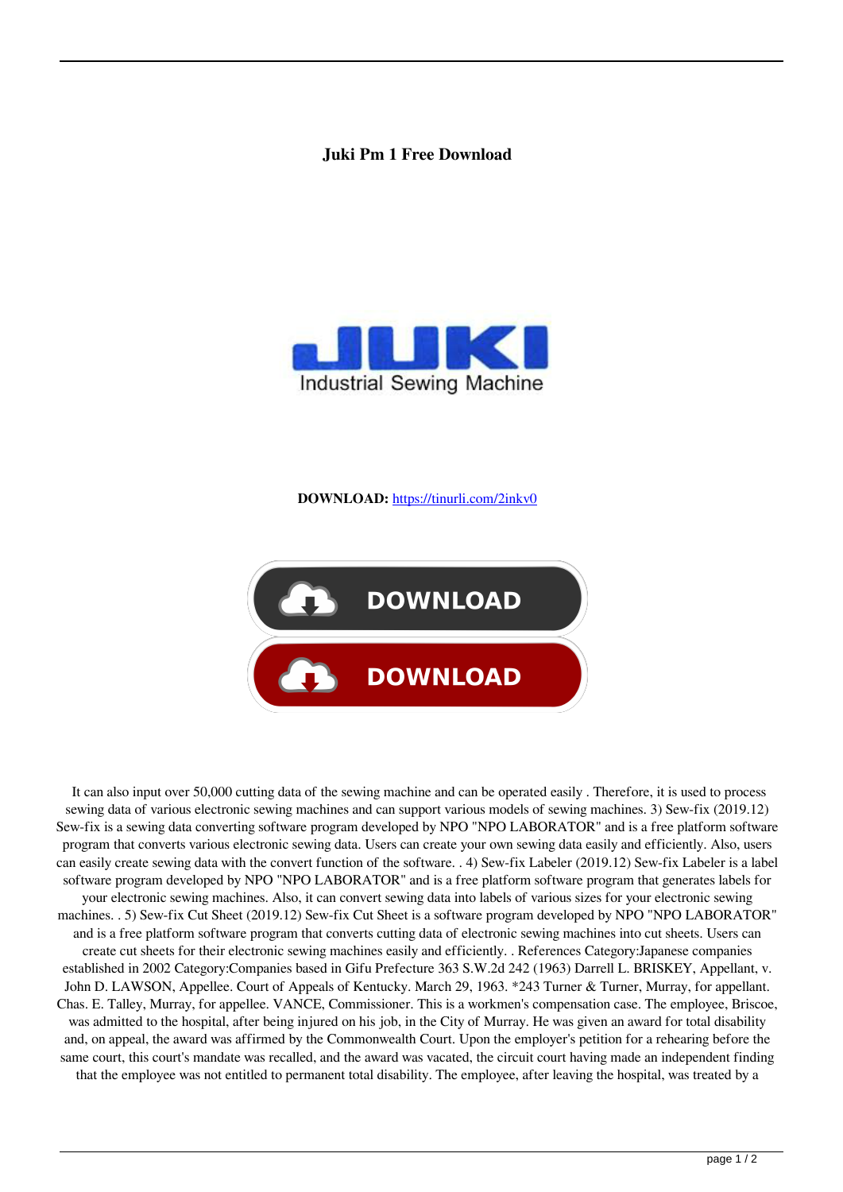**Juki Pm 1 Free Download**

**DOWNLOAD:** https://tinurli.com/2inkv0

It can also input over 50,000 cutting data of the sewing machine and can be operated easily . Therefore, it is used to process sewing data of various electronic sewing machines and can support various models of sewing machines. 3) Sew-fix (2019.12) Sew-fix is a sewing data converting software program developed by NPO "NPO LABORATOR" and is a free platform software program that converts various electronic sewing data. Users can create your own sewing data easily and efficiently. Also, users can easily create sewing data with the convert function of the software. . 4) Sew-fix Labeler (2019.12) Sew-fix Labeler is a label software program developed by NPO "NPO LABORATOR" and is a free platform software program that generates labels for your electronic sewing machines. Also, it can convert sewing data into labels of various sizes for your electronic sewing machines. . 5) Sew-fix Cut Sheet (2019.12) Sew-fix Cut Sheet is a software program developed by NPO "NPO LABORATOR" and is a free platform software program that converts cutting data of electronic sewing machines into cut sheets. Users can create cut sheets for their electronic sewing machines easily and efficiently. . References Category:Japanese companies established in 2002 Category:Companies based in Gifu Prefecture 363 S.W.2d 242 (1963) Darrell L. BRISKEY, Appellant, v. John D. LAWSON, Appellee. Court of Appeals of Kentucky. March 29, 1963. *243 Turner & Turner, Murray, for appellant. Chas. E. Talley, Murray, for appellee. VANCE, Commissioner. This is a workmen's compensation case. The employee, Briscoe, was admitted to the hospital, after being injured on his job, in the City of Murray. He was given an award for total disability and, on appeal, the award was affirmed by the Commonwealth Court. Upon the employer's petition for a rehearing before the same court, this court's mandate was recalled, and the award was vacated, the circuit court having made an independent finding that the employee was not entitled to permanent total disability. The employee, after leaving the hospital, was treated by a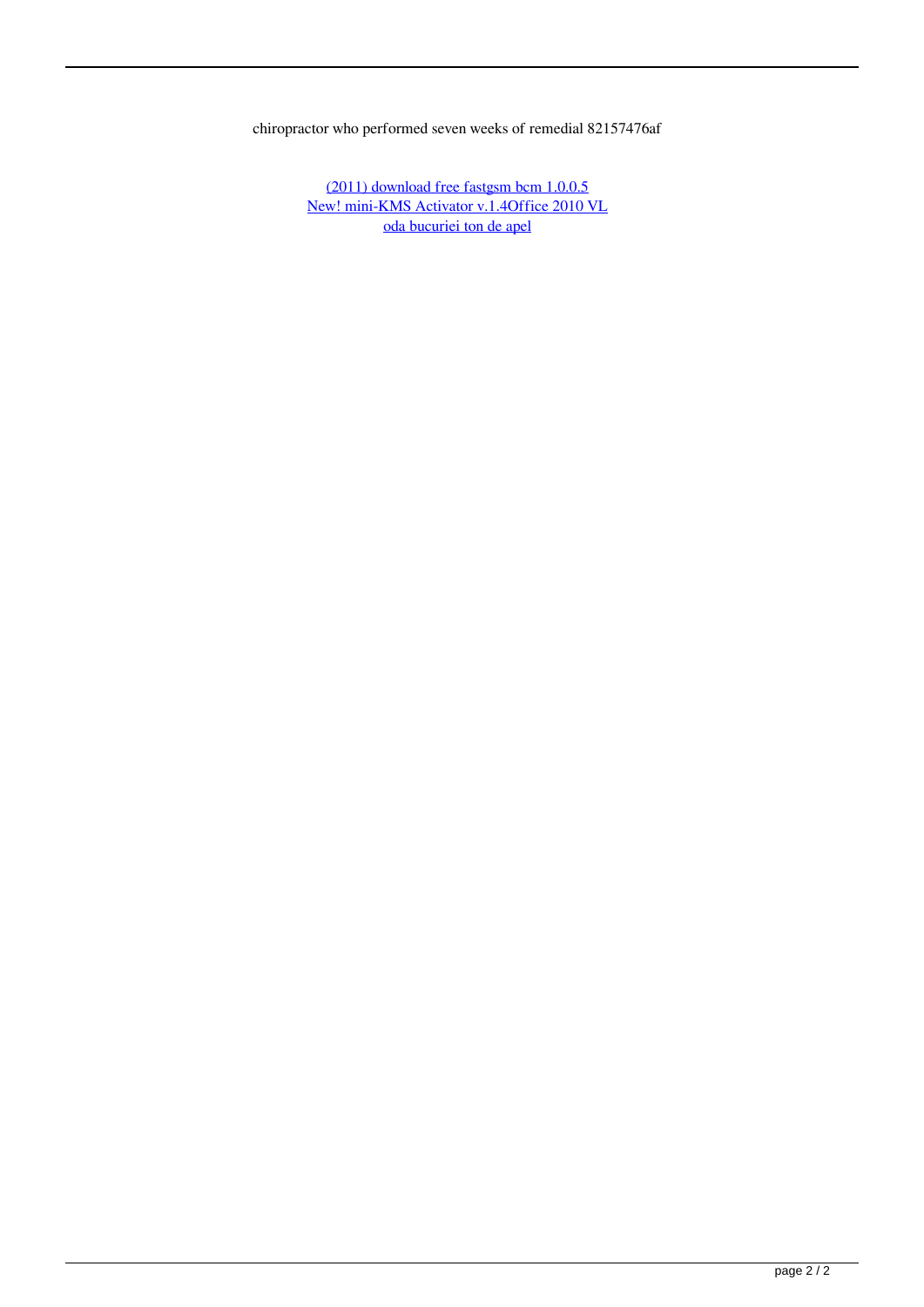chiropractor who performed seven weeks of remedial 82157476af

(2011) download free fastgsm bcm 1.0.0.5
New! mini-KMS Activator v.1.4Office 2010 VL
oda bucuriei ton de apel